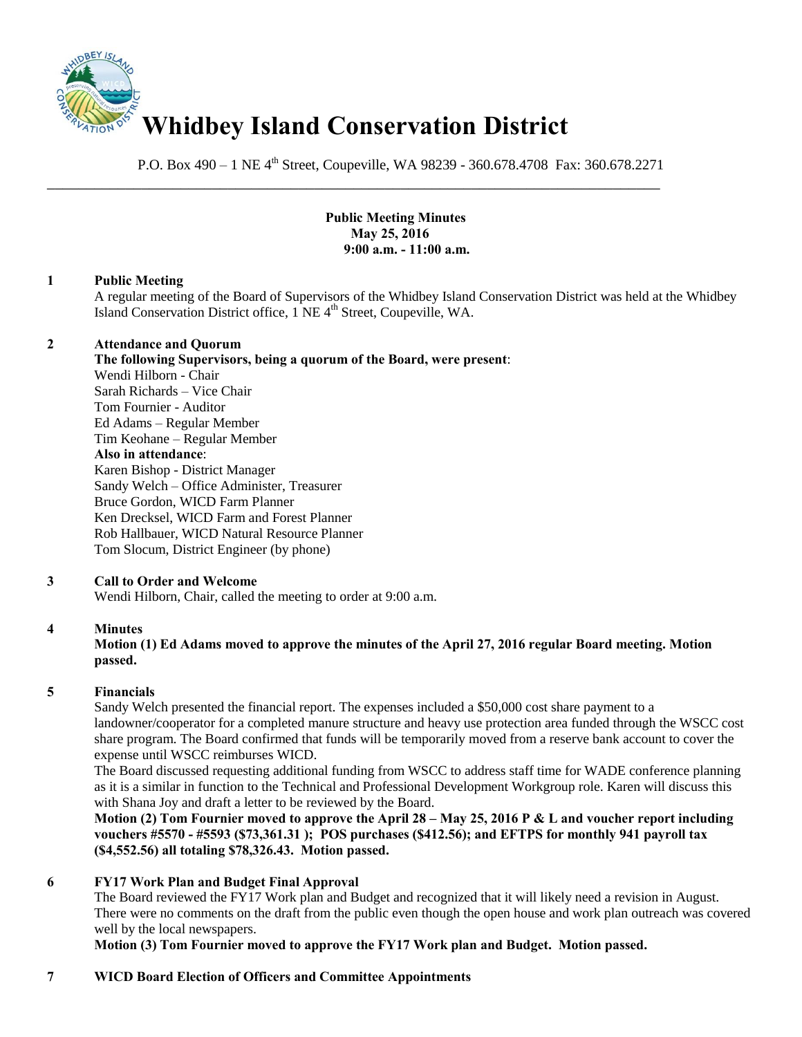# Whidbey Island Conservation District

P.O. Box 490 – 1 NE 4th Street, Coupeville, WA 98239 - 360.678.4708 Fax: 360.678.2271

---

**Public Meeting Minutes**
**May 25, 2016**
**9:00 a.m. - 11:00 a.m.**

**1 Public Meeting**

A regular meeting of the Board of Supervisors of the Whidbey Island Conservation District was held at the Whidbey Island Conservation District office, 1 NE 4th Street, Coupeville, WA.

**2 Attendance and Quorum**

**The following Supervisors, being a quorum of the Board, were present**:
Wendi Hilborn - Chair
Sarah Richards – Vice Chair
Tom Fournier - Auditor
Ed Adams – Regular Member
Tim Keohane – Regular Member
**Also in attendance**:
Karen Bishop - District Manager
Sandy Welch – Office Administer, Treasurer
Bruce Gordon, WICD Farm Planner
Ken Drecksel, WICD Farm and Forest Planner
Rob Hallbauer, WICD Natural Resource Planner
Tom Slocum, District Engineer (by phone)

**3 Call to Order and Welcome**

Wendi Hilborn, Chair, called the meeting to order at 9:00 a.m.

**4 Minutes**

**Motion (1) Ed Adams moved to approve the minutes of the April 27, 2016 regular Board meeting. Motion passed.**

**5 Financials**

Sandy Welch presented the financial report. The expenses included a $50,000 cost share payment to a landowner/cooperator for a completed manure structure and heavy use protection area funded through the WSCC cost share program. The Board confirmed that funds will be temporarily moved from a reserve bank account to cover the expense until WSCC reimburses WICD.

The Board discussed requesting additional funding from WSCC to address staff time for WADE conference planning as it is a similar in function to the Technical and Professional Development Workgroup role. Karen will discuss this with Shana Joy and draft a letter to be reviewed by the Board.

**Motion (2) Tom Fournier moved to approve the April 28 – May 25, 2016 P & L and voucher report including vouchers #5570 - #5593 ($73,361.31 ); POS purchases ($412.56); and EFTPS for monthly 941 payroll tax ($4,552.56) all totaling $78,326.43. Motion passed.**

**6 FY17 Work Plan and Budget Final Approval**

The Board reviewed the FY17 Work plan and Budget and recognized that it will likely need a revision in August. There were no comments on the draft from the public even though the open house and work plan outreach was covered well by the local newspapers.

**Motion (3) Tom Fournier moved to approve the FY17 Work plan and Budget. Motion passed.**

**7 WICD Board Election of Officers and Committee Appointments**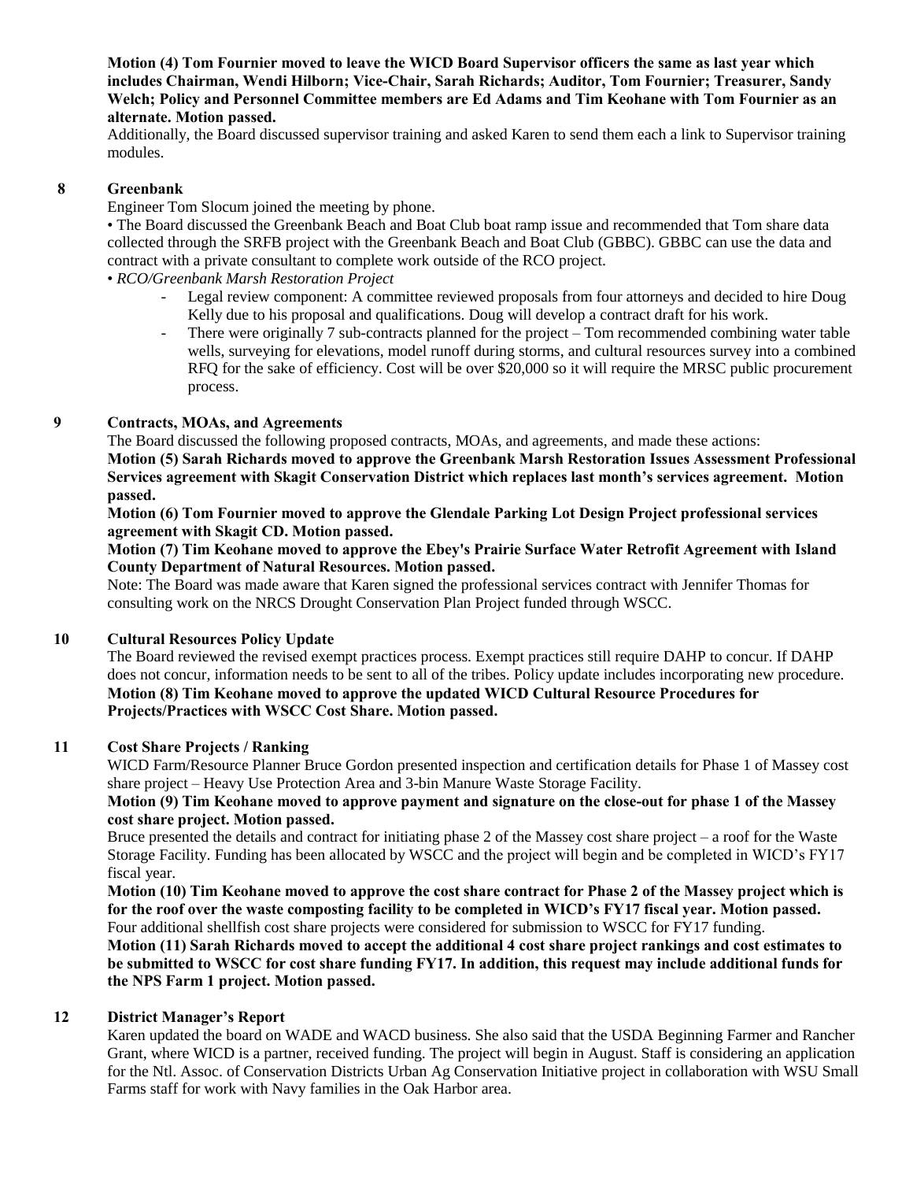**Motion (4) Tom Fournier moved to leave the WICD Board Supervisor officers the same as last year which includes Chairman, Wendi Hilborn; Vice-Chair, Sarah Richards; Auditor, Tom Fournier; Treasurer, Sandy Welch; Policy and Personnel Committee members are Ed Adams and Tim Keohane with Tom Fournier as an alternate. Motion passed.**

Additionally, the Board discussed supervisor training and asked Karen to send them each a link to Supervisor training modules.

## 8 Greenbank

Engineer Tom Slocum joined the meeting by phone.

• The Board discussed the Greenbank Beach and Boat Club boat ramp issue and recommended that Tom share data collected through the SRFB project with the Greenbank Beach and Boat Club (GBBC). GBBC can use the data and contract with a private consultant to complete work outside of the RCO project.

• *RCO/Greenbank Marsh Restoration Project*

- Legal review component: A committee reviewed proposals from four attorneys and decided to hire Doug Kelly due to his proposal and qualifications. Doug will develop a contract draft for his work.
- There were originally 7 sub-contracts planned for the project – Tom recommended combining water table wells, surveying for elevations, model runoff during storms, and cultural resources survey into a combined RFQ for the sake of efficiency. Cost will be over $20,000 so it will require the MRSC public procurement process.

## 9 Contracts, MOAs, and Agreements

The Board discussed the following proposed contracts, MOAs, and agreements, and made these actions:

**Motion (5) Sarah Richards moved to approve the Greenbank Marsh Restoration Issues Assessment Professional Services agreement with Skagit Conservation District which replaces last month's services agreement. Motion passed.**

**Motion (6) Tom Fournier moved to approve the Glendale Parking Lot Design Project professional services agreement with Skagit CD. Motion passed.**

**Motion (7) Tim Keohane moved to approve the Ebey's Prairie Surface Water Retrofit Agreement with Island County Department of Natural Resources. Motion passed.**

Note: The Board was made aware that Karen signed the professional services contract with Jennifer Thomas for consulting work on the NRCS Drought Conservation Plan Project funded through WSCC.

## 10 Cultural Resources Policy Update

The Board reviewed the revised exempt practices process. Exempt practices still require DAHP to concur. If DAHP does not concur, information needs to be sent to all of the tribes. Policy update includes incorporating new procedure.

**Motion (8) Tim Keohane moved to approve the updated WICD Cultural Resource Procedures for Projects/Practices with WSCC Cost Share. Motion passed.**

## 11 Cost Share Projects / Ranking

WICD Farm/Resource Planner Bruce Gordon presented inspection and certification details for Phase 1 of Massey cost share project – Heavy Use Protection Area and 3-bin Manure Waste Storage Facility.

**Motion (9) Tim Keohane moved to approve payment and signature on the close-out for phase 1 of the Massey cost share project. Motion passed.**

Bruce presented the details and contract for initiating phase 2 of the Massey cost share project – a roof for the Waste Storage Facility. Funding has been allocated by WSCC and the project will begin and be completed in WICD's FY17 fiscal year.

**Motion (10) Tim Keohane moved to approve the cost share contract for Phase 2 of the Massey project which is for the roof over the waste composting facility to be completed in WICD's FY17 fiscal year. Motion passed.**

Four additional shellfish cost share projects were considered for submission to WSCC for FY17 funding.

**Motion (11) Sarah Richards moved to accept the additional 4 cost share project rankings and cost estimates to be submitted to WSCC for cost share funding FY17. In addition, this request may include additional funds for the NPS Farm 1 project. Motion passed.**

## 12 District Manager's Report

Karen updated the board on WADE and WACD business. She also said that the USDA Beginning Farmer and Rancher Grant, where WICD is a partner, received funding. The project will begin in August. Staff is considering an application for the Ntl. Assoc. of Conservation Districts Urban Ag Conservation Initiative project in collaboration with WSU Small Farms staff for work with Navy families in the Oak Harbor area.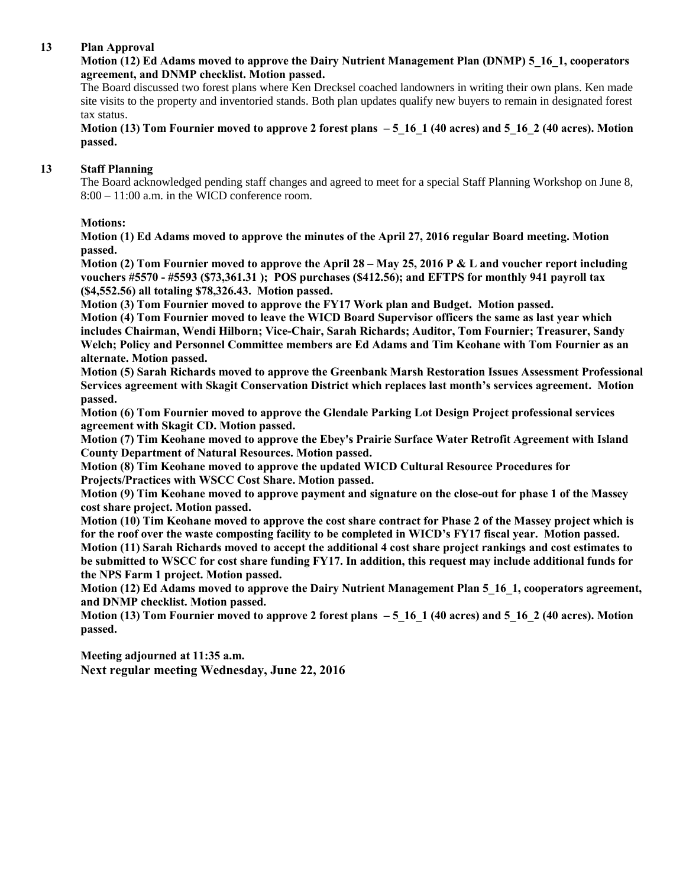**13 Plan Approval**

**Motion (12) Ed Adams moved to approve the Dairy Nutrient Management Plan (DNMP) 5_16_1, cooperators agreement, and DNMP checklist. Motion passed.**

The Board discussed two forest plans where Ken Drecksel coached landowners in writing their own plans. Ken made site visits to the property and inventoried stands. Both plan updates qualify new buyers to remain in designated forest tax status.

**Motion (13) Tom Fournier moved to approve 2 forest plans – 5_16_1 (40 acres) and 5_16_2 (40 acres). Motion passed.**

**13 Staff Planning**

The Board acknowledged pending staff changes and agreed to meet for a special Staff Planning Workshop on June 8, 8:00 – 11:00 a.m. in the WICD conference room.

**Motions:**

**Motion (1) Ed Adams moved to approve the minutes of the April 27, 2016 regular Board meeting. Motion passed.**

**Motion (2) Tom Fournier moved to approve the April 28 – May 25, 2016 P & L and voucher report including vouchers #5570 - #5593 ($73,361.31 ); POS purchases ($412.56); and EFTPS for monthly 941 payroll tax ($4,552.56) all totaling $78,326.43. Motion passed.**

**Motion (3) Tom Fournier moved to approve the FY17 Work plan and Budget. Motion passed.**

**Motion (4) Tom Fournier moved to leave the WICD Board Supervisor officers the same as last year which includes Chairman, Wendi Hilborn; Vice-Chair, Sarah Richards; Auditor, Tom Fournier; Treasurer, Sandy Welch; Policy and Personnel Committee members are Ed Adams and Tim Keohane with Tom Fournier as an alternate. Motion passed.**

**Motion (5) Sarah Richards moved to approve the Greenbank Marsh Restoration Issues Assessment Professional Services agreement with Skagit Conservation District which replaces last month's services agreement. Motion passed.**

**Motion (6) Tom Fournier moved to approve the Glendale Parking Lot Design Project professional services agreement with Skagit CD. Motion passed.**

**Motion (7) Tim Keohane moved to approve the Ebey's Prairie Surface Water Retrofit Agreement with Island County Department of Natural Resources. Motion passed.**

**Motion (8) Tim Keohane moved to approve the updated WICD Cultural Resource Procedures for Projects/Practices with WSCC Cost Share. Motion passed.**

**Motion (9) Tim Keohane moved to approve payment and signature on the close-out for phase 1 of the Massey cost share project. Motion passed.**

**Motion (10) Tim Keohane moved to approve the cost share contract for Phase 2 of the Massey project which is for the roof over the waste composting facility to be completed in WICD's FY17 fiscal year. Motion passed.**

**Motion (11) Sarah Richards moved to accept the additional 4 cost share project rankings and cost estimates to be submitted to WSCC for cost share funding FY17. In addition, this request may include additional funds for the NPS Farm 1 project. Motion passed.**

**Motion (12) Ed Adams moved to approve the Dairy Nutrient Management Plan 5_16_1, cooperators agreement, and DNMP checklist. Motion passed.**

**Motion (13) Tom Fournier moved to approve 2 forest plans – 5_16_1 (40 acres) and 5_16_2 (40 acres). Motion passed.**

**Meeting adjourned at 11:35 a.m.**

**Next regular meeting Wednesday, June 22, 2016**